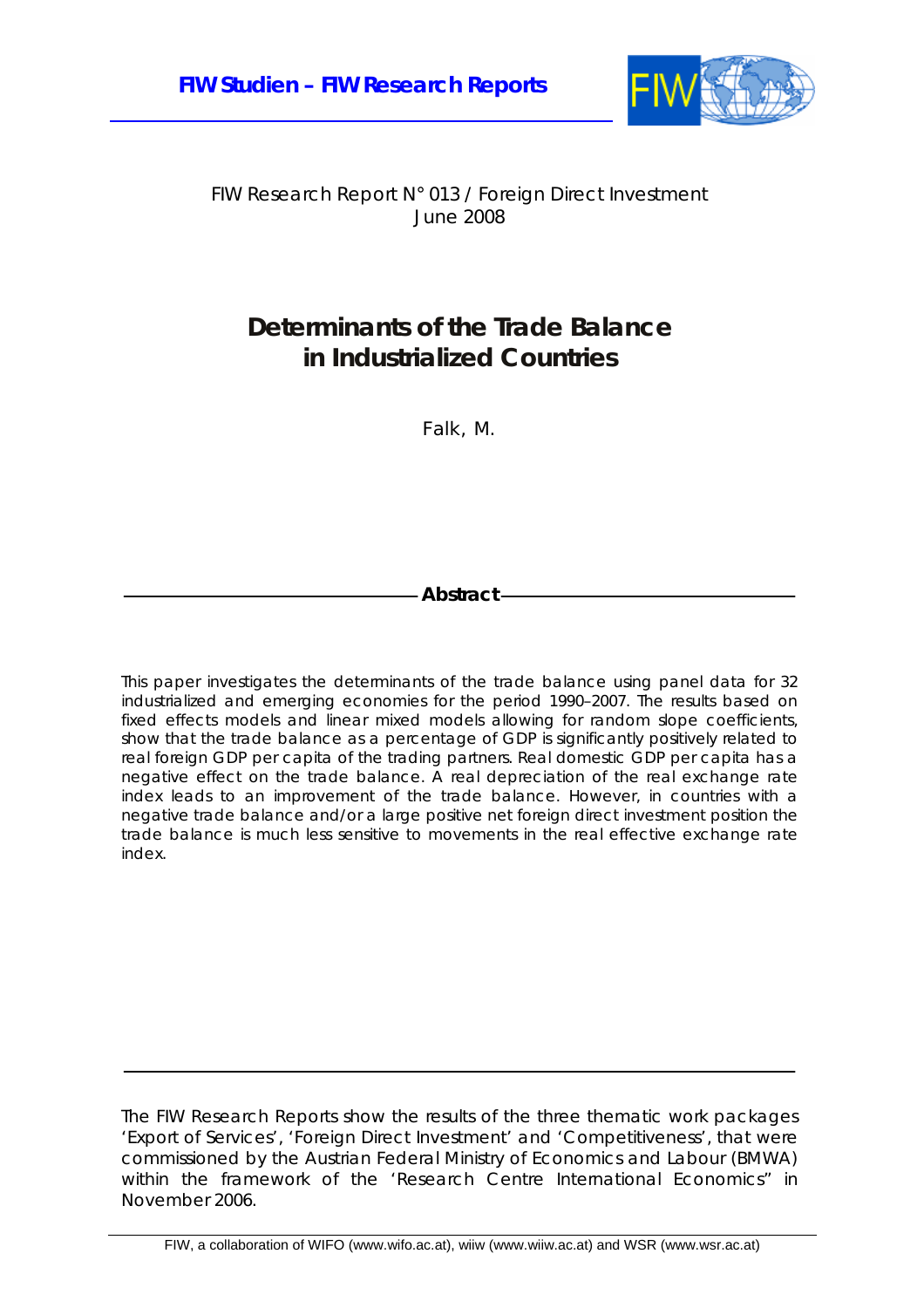**FIW Studien – FIW Research Reports**

FIW Research Report N° 013 / Foreign Direct Investment
June 2008

# Determinants of the Trade Balance in Industrialized Countries

Falk, M.

## Abstract

*This paper investigates the determinants of the trade balance using panel data for 32 industrialized and emerging economies for the period 1990–2007. The results based on fixed effects models and linear mixed models allowing for random slope coefficients, show that the trade balance as a percentage of GDP is significantly positively related to real foreign GDP per capita of the trading partners. Real domestic GDP per capita has a negative effect on the trade balance. A real depreciation of the real exchange rate index leads to an improvement of the trade balance. However, in countries with a negative trade balance and/or a large positive net foreign direct investment position the trade balance is much less sensitive to movements in the real effective exchange rate index.*

The FIW Research Reports show the results of the three thematic work packages 'Export of Services', 'Foreign Direct Investment' and 'Competitiveness', that were commissioned by the Austrian Federal Ministry of Economics and Labour (BMWA) within the framework of the 'Research Centre International Economics" in November 2006.

FIW, a collaboration of WIFO (www.wifo.ac.at), wiiw (www.wiiw.ac.at) and WSR (www.wsr.ac.at)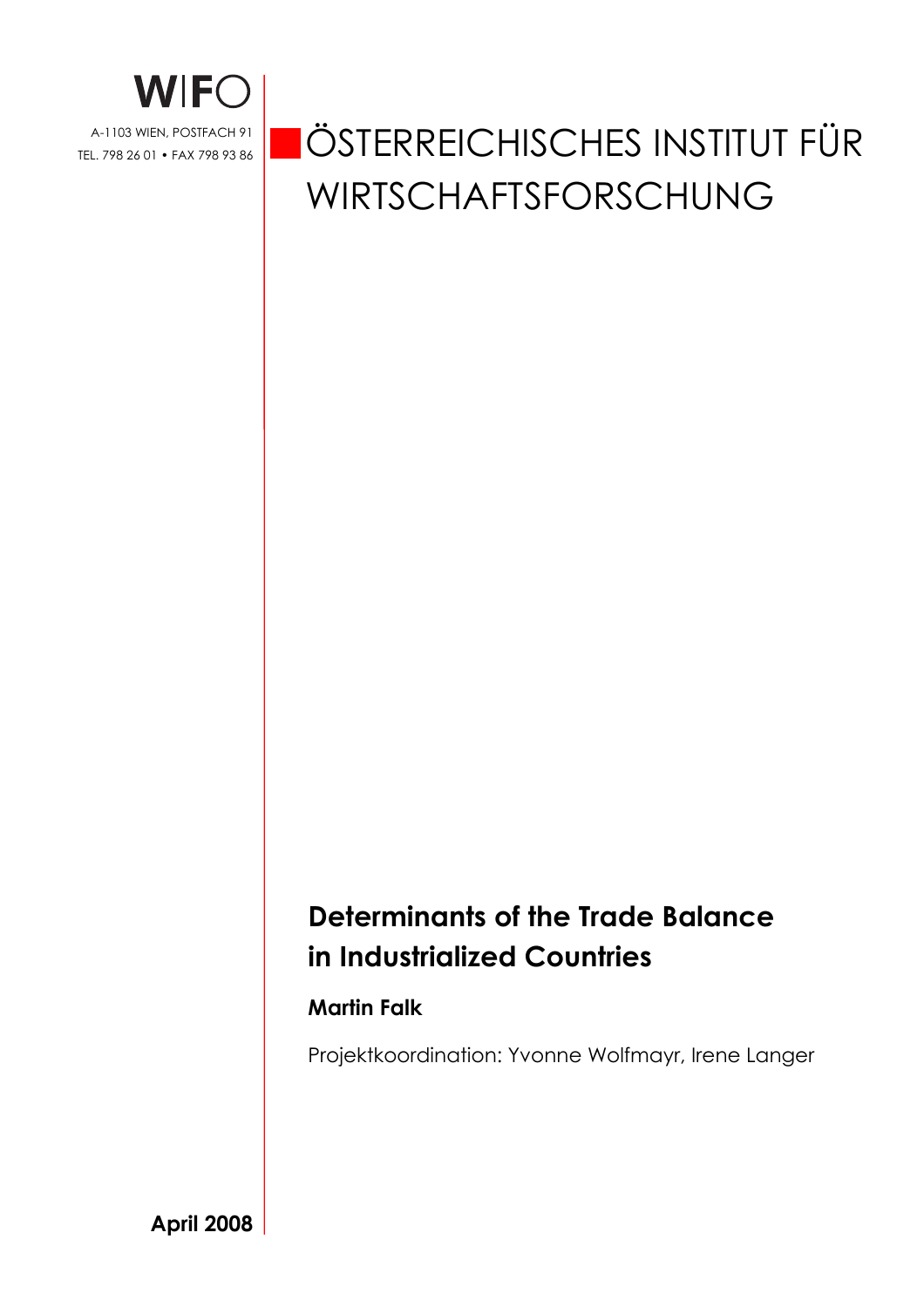# WIFO

A-1103 WIEN, POSTFACH 91
TEL. 798 26 01 • FAX 798 93 86

# ÖSTERREICHISCHES INSTITUT FÜR WIRTSCHAFTSFORSCHUNG

## Determinants of the Trade Balance in Industrialized Countries

**Martin Falk**

Projektkoordination: Yvonne Wolfmayr, Irene Langer

**April 2008**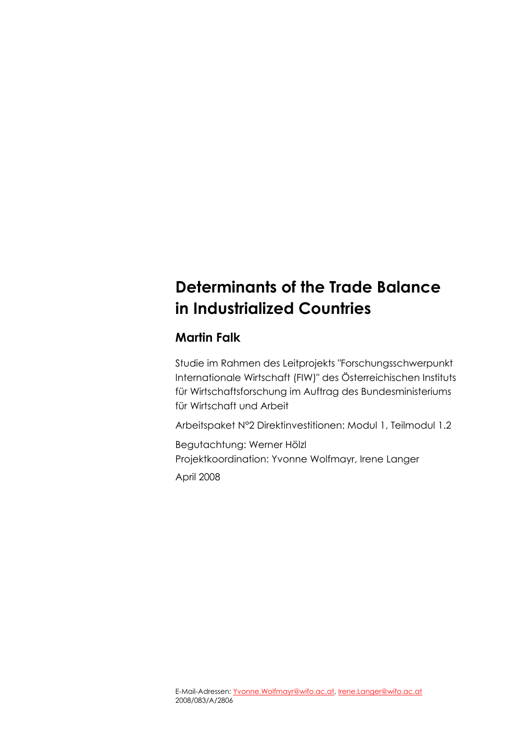# Determinants of the Trade Balance in Industrialized Countries

## Martin Falk

Studie im Rahmen des Leitprojekts "Forschungsschwerpunkt Internationale Wirtschaft (FIW)" des Österreichischen Instituts für Wirtschaftsforschung im Auftrag des Bundesministeriums für Wirtschaft und Arbeit

Arbeitspaket N°2 Direktinvestitionen: Modul 1, Teilmodul 1.2

Begutachtung: Werner Hölzl
Projektkoordination: Yvonne Wolfmayr, Irene Langer

April 2008

E-Mail-Adressen: Yvonne.Wolfmayr@wifo.ac.at, Irene.Langer@wifo.ac.at
2008/083/A/2806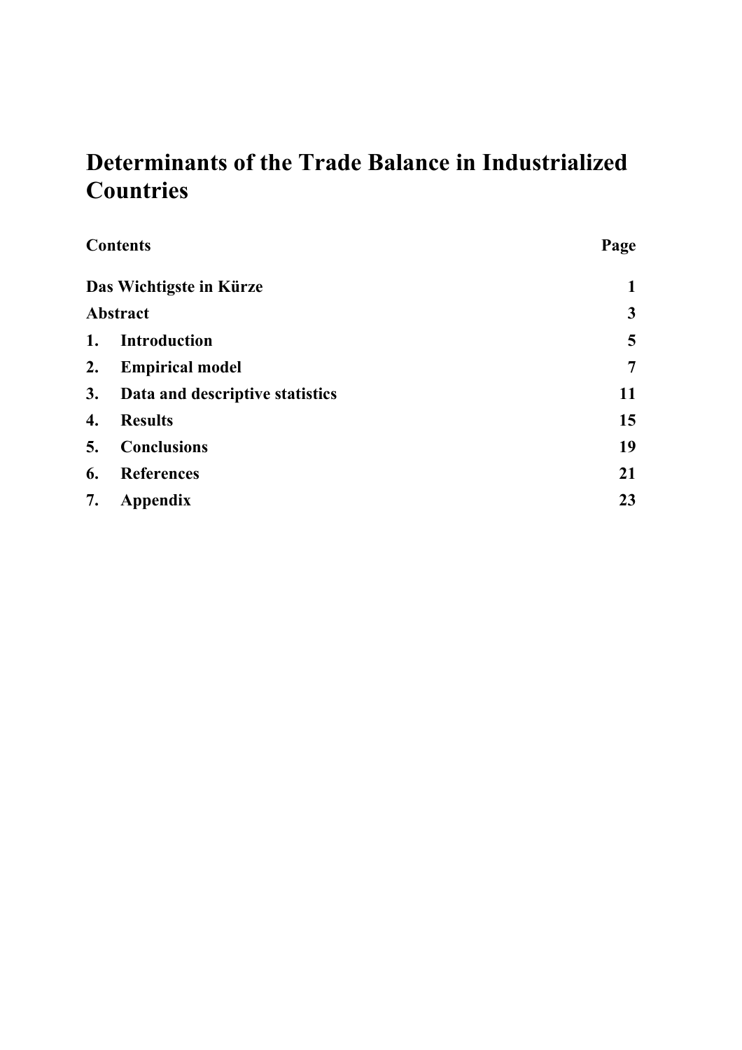# Determinants of the Trade Balance in Industrialized Countries

| **Contents** | **Page** |
|---|---|
| **Das Wichtigste in Kürze** | **1** |
| **Abstract** | **3** |
| **1. Introduction** | **5** |
| **2. Empirical model** | **7** |
| **3. Data and descriptive statistics** | **11** |
| **4. Results** | **15** |
| **5. Conclusions** | **19** |
| **6. References** | **21** |
| **7. Appendix** | **23** |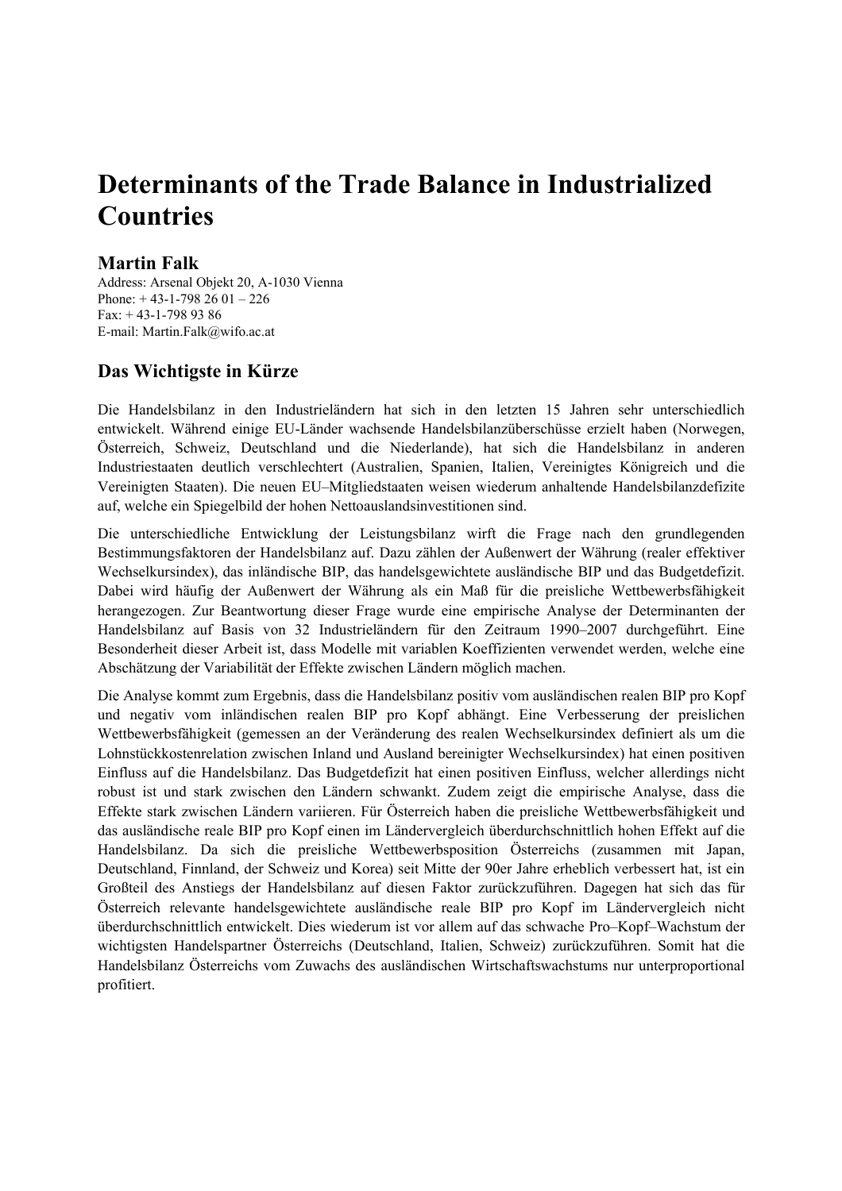# Determinants of the Trade Balance in Industrialized Countries

## Martin Falk

Address: Arsenal Objekt 20, A-1030 Vienna
Phone: + 43-1-798 26 01 – 226
Fax: + 43-1-798 93 86
E-mail: Martin.Falk@wifo.ac.at

## Das Wichtigste in Kürze

Die Handelsbilanz in den Industrieländern hat sich in den letzten 15 Jahren sehr unterschiedlich entwickelt. Während einige EU-Länder wachsende Handelsbilanzüberschüsse erzielt haben (Norwegen, Österreich, Schweiz, Deutschland und die Niederlande), hat sich die Handelsbilanz in anderen Industriestaaten deutlich verschlechtert (Australien, Spanien, Italien, Vereinigtes Königreich und die Vereinigten Staaten). Die neuen EU–Mitgliedstaaten weisen wiederum anhaltende Handelsbilanzdefizite auf, welche ein Spiegelbild der hohen Nettoauslandsinvestitionen sind.

Die unterschiedliche Entwicklung der Leistungsbilanz wirft die Frage nach den grundlegenden Bestimmungsfaktoren der Handelsbilanz auf. Dazu zählen der Außenwert der Währung (realer effektiver Wechselkursindex), das inländische BIP, das handelsgewichtete ausländische BIP und das Budgetdefizit. Dabei wird häufig der Außenwert der Währung als ein Maß für die preisliche Wettbewerbsfähigkeit herangezogen. Zur Beantwortung dieser Frage wurde eine empirische Analyse der Determinanten der Handelsbilanz auf Basis von 32 Industrieländern für den Zeitraum 1990–2007 durchgeführt. Eine Besonderheit dieser Arbeit ist, dass Modelle mit variablen Koeffizienten verwendet werden, welche eine Abschätzung der Variabilität der Effekte zwischen Ländern möglich machen.

Die Analyse kommt zum Ergebnis, dass die Handelsbilanz positiv vom ausländischen realen BIP pro Kopf und negativ vom inländischen realen BIP pro Kopf abhängt. Eine Verbesserung der preislichen Wettbewerbsfähigkeit (gemessen an der Veränderung des realen Wechselkursindex definiert als um die Lohnstückkostenrelation zwischen Inland und Ausland bereinigter Wechselkursindex) hat einen positiven Einfluss auf die Handelsbilanz. Das Budgetdefizit hat einen positiven Einfluss, welcher allerdings nicht robust ist und stark zwischen den Ländern schwankt. Zudem zeigt die empirische Analyse, dass die Effekte stark zwischen Ländern variieren. Für Österreich haben die preisliche Wettbewerbsfähigkeit und das ausländische reale BIP pro Kopf einen im Ländervergleich überdurchschnittlich hohen Effekt auf die Handelsbilanz. Da sich die preisliche Wettbewerbsposition Österreichs (zusammen mit Japan, Deutschland, Finnland, der Schweiz und Korea) seit Mitte der 90er Jahre erheblich verbessert hat, ist ein Großteil des Anstiegs der Handelsbilanz auf diesen Faktor zurückzuführen. Dagegen hat sich das für Österreich relevante handelsgewichtete ausländische reale BIP pro Kopf im Ländervergleich nicht überdurchschnittlich entwickelt. Dies wiederum ist vor allem auf das schwache Pro–Kopf–Wachstum der wichtigsten Handelspartner Österreichs (Deutschland, Italien, Schweiz) zurückzuführen. Somit hat die Handelsbilanz Österreichs vom Zuwachs des ausländischen Wirtschaftswachstums nur unterproportional profitiert.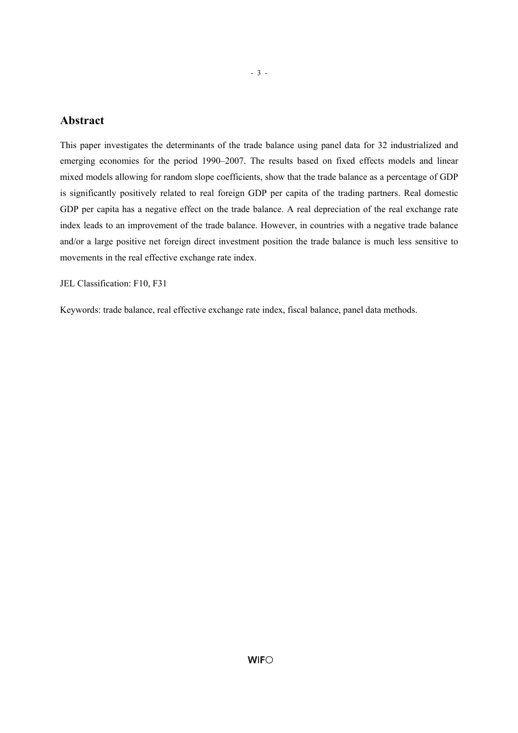## Abstract

This paper investigates the determinants of the trade balance using panel data for 32 industrialized and emerging economies for the period 1990–2007. The results based on fixed effects models and linear mixed models allowing for random slope coefficients, show that the trade balance as a percentage of GDP is significantly positively related to real foreign GDP per capita of the trading partners. Real domestic GDP per capita has a negative effect on the trade balance. A real depreciation of the real exchange rate index leads to an improvement of the trade balance. However, in countries with a negative trade balance and/or a large positive net foreign direct investment position the trade balance is much less sensitive to movements in the real effective exchange rate index.

JEL Classification: F10, F31

Keywords: trade balance, real effective exchange rate index, fiscal balance, panel data methods.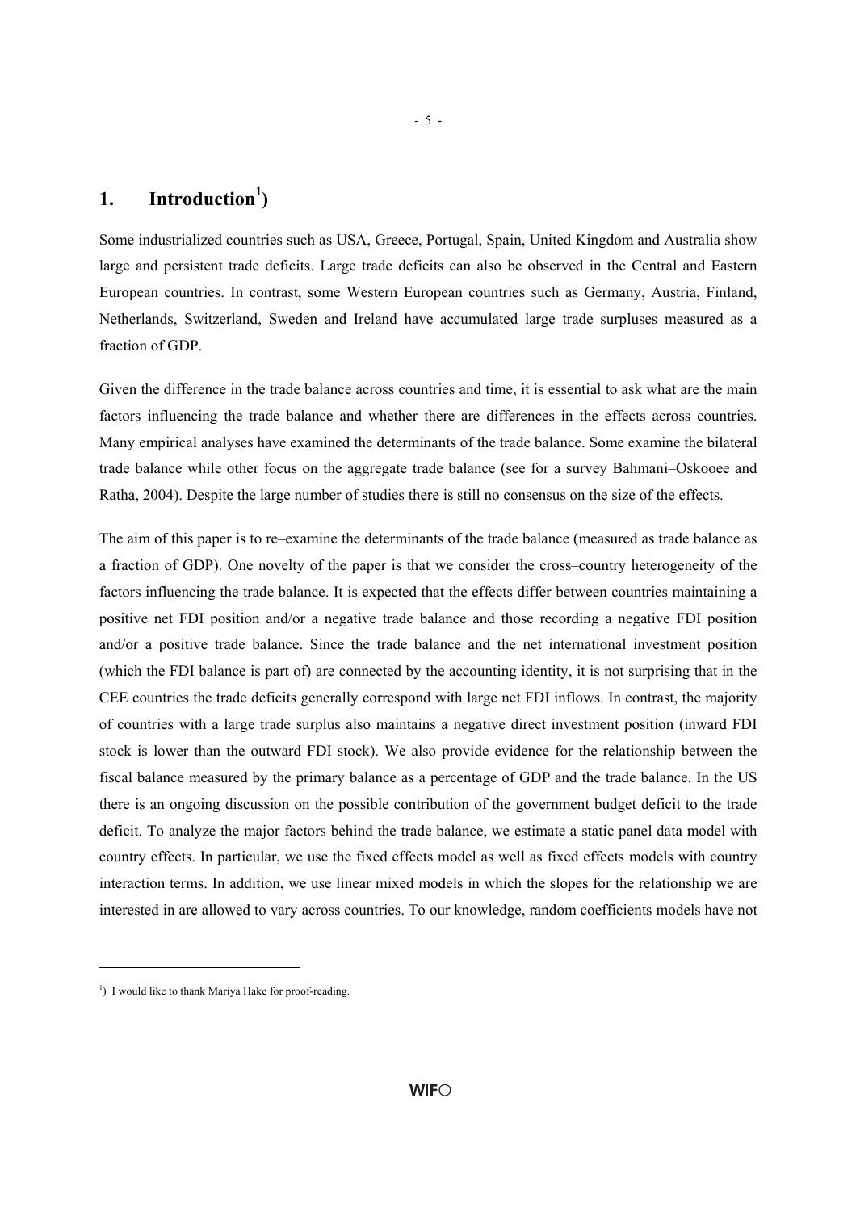# 1. Introduction[1])

Some industrialized countries such as USA, Greece, Portugal, Spain, United Kingdom and Australia show large and persistent trade deficits. Large trade deficits can also be observed in the Central and Eastern European countries. In contrast, some Western European countries such as Germany, Austria, Finland, Netherlands, Switzerland, Sweden and Ireland have accumulated large trade surpluses measured as a fraction of GDP.

Given the difference in the trade balance across countries and time, it is essential to ask what are the main factors influencing the trade balance and whether there are differences in the effects across countries. Many empirical analyses have examined the determinants of the trade balance. Some examine the bilateral trade balance while other focus on the aggregate trade balance (see for a survey Bahmani–Oskooee and Ratha, 2004). Despite the large number of studies there is still no consensus on the size of the effects.

The aim of this paper is to re–examine the determinants of the trade balance (measured as trade balance as a fraction of GDP). One novelty of the paper is that we consider the cross–country heterogeneity of the factors influencing the trade balance. It is expected that the effects differ between countries maintaining a positive net FDI position and/or a negative trade balance and those recording a negative FDI position and/or a positive trade balance. Since the trade balance and the net international investment position (which the FDI balance is part of) are connected by the accounting identity, it is not surprising that in the CEE countries the trade deficits generally correspond with large net FDI inflows. In contrast, the majority of countries with a large trade surplus also maintains a negative direct investment position (inward FDI stock is lower than the outward FDI stock). We also provide evidence for the relationship between the fiscal balance measured by the primary balance as a percentage of GDP and the trade balance. In the US there is an ongoing discussion on the possible contribution of the government budget deficit to the trade deficit. To analyze the major factors behind the trade balance, we estimate a static panel data model with country effects. In particular, we use the fixed effects model as well as fixed effects models with country interaction terms. In addition, we use linear mixed models in which the slopes for the relationship we are interested in are allowed to vary across countries. To our knowledge, random coefficients models have not

[1]) I would like to thank Mariya Hake for proof-reading.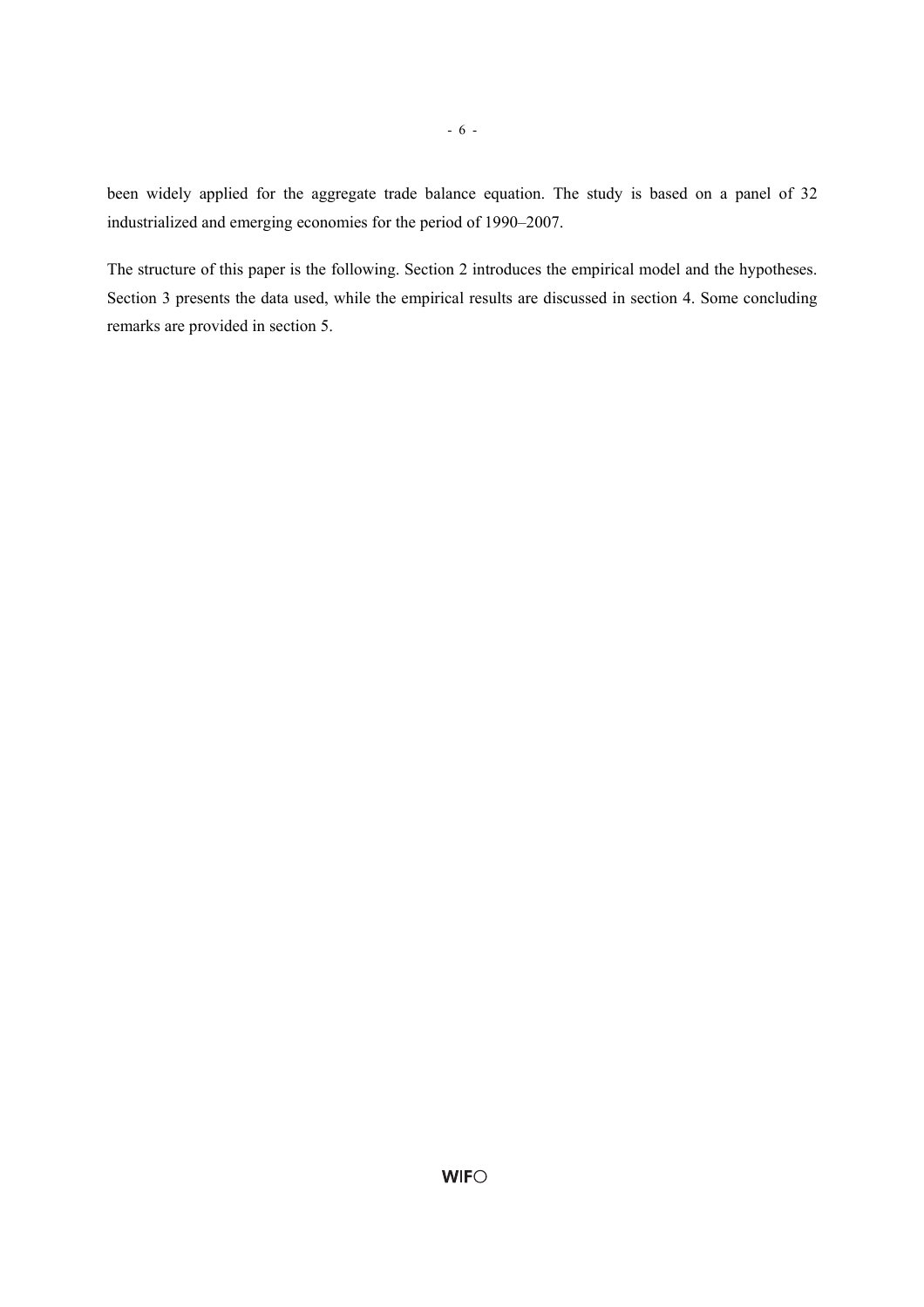been widely applied for the aggregate trade balance equation. The study is based on a panel of 32 industrialized and emerging economies for the period of 1990–2007.

The structure of this paper is the following. Section 2 introduces the empirical model and the hypotheses. Section 3 presents the data used, while the empirical results are discussed in section 4. Some concluding remarks are provided in section 5.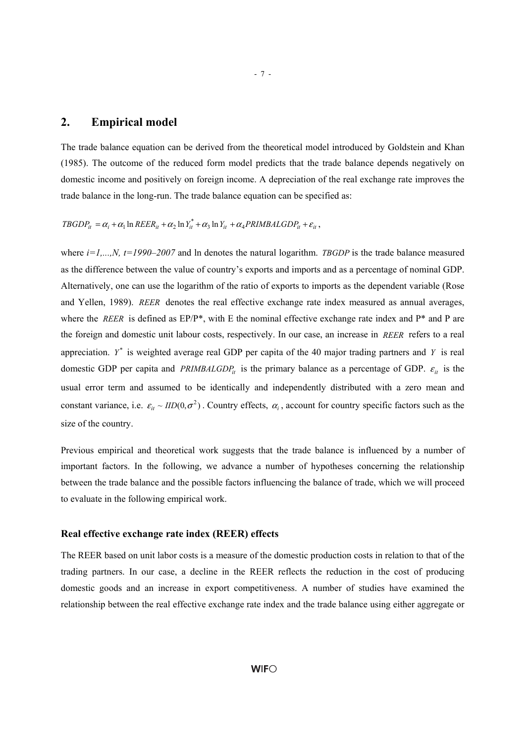## 2. Empirical model

The trade balance equation can be derived from the theoretical model introduced by Goldstein and Khan (1985). The outcome of the reduced form model predicts that the trade balance depends negatively on domestic income and positively on foreign income. A depreciation of the real exchange rate improves the trade balance in the long-run. The trade balance equation can be specified as:

$$TBGDP_{it} = \alpha_i + \alpha_1 \ln REER_{it} + \alpha_2 \ln Y_{it}^* + \alpha_3 \ln Y_{it} + \alpha_4 PRIMBALGDP_{it} + \varepsilon_{it},$$

where $i=1,...,N$, $t=1990\text{–}2007$ and ln denotes the natural logarithm. $TBGDP$ is the trade balance measured as the difference between the value of country's exports and imports and as a percentage of nominal GDP. Alternatively, one can use the logarithm of the ratio of exports to imports as the dependent variable (Rose and Yellen, 1989). $REER$ denotes the real effective exchange rate index measured as annual averages, where the $REER$ is defined as EP/P*, with E the nominal effective exchange rate index and P* and P are the foreign and domestic unit labour costs, respectively. In our case, an increase in $REER$ refers to a real appreciation. $Y^*$ is weighted average real GDP per capita of the 40 major trading partners and $Y$ is real domestic GDP per capita and $PRIMBALGDP_{it}$ is the primary balance as a percentage of GDP. $\varepsilon_{it}$ is the usual error term and assumed to be identically and independently distributed with a zero mean and constant variance, i.e. $\varepsilon_{it} \sim IID(0, \sigma^2)$. Country effects, $\alpha_i$, account for country specific factors such as the size of the country.

Previous empirical and theoretical work suggests that the trade balance is influenced by a number of important factors. In the following, we advance a number of hypotheses concerning the relationship between the trade balance and the possible factors influencing the balance of trade, which we will proceed to evaluate in the following empirical work.

### Real effective exchange rate index (REER) effects

The REER based on unit labor costs is a measure of the domestic production costs in relation to that of the trading partners. In our case, a decline in the REER reflects the reduction in the cost of producing domestic goods and an increase in export competitiveness. A number of studies have examined the relationship between the real effective exchange rate index and the trade balance using either aggregate or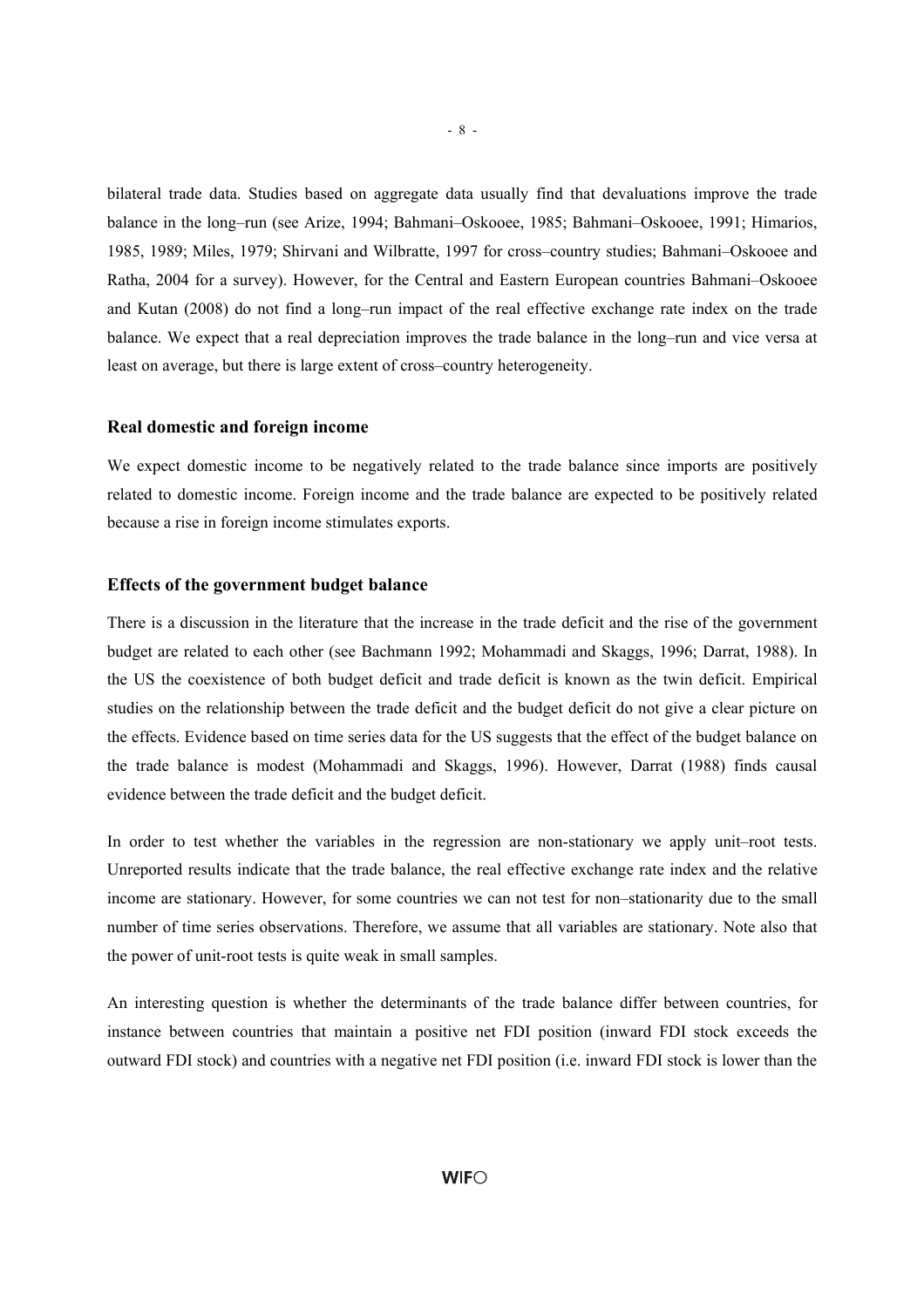bilateral trade data. Studies based on aggregate data usually find that devaluations improve the trade balance in the long–run (see Arize, 1994; Bahmani–Oskooee, 1985; Bahmani–Oskooee, 1991; Himarios, 1985, 1989; Miles, 1979; Shirvani and Wilbratte, 1997 for cross–country studies; Bahmani–Oskooee and Ratha, 2004 for a survey). However, for the Central and Eastern European countries Bahmani–Oskooee and Kutan (2008) do not find a long–run impact of the real effective exchange rate index on the trade balance. We expect that a real depreciation improves the trade balance in the long–run and vice versa at least on average, but there is large extent of cross–country heterogeneity.

### Real domestic and foreign income

We expect domestic income to be negatively related to the trade balance since imports are positively related to domestic income. Foreign income and the trade balance are expected to be positively related because a rise in foreign income stimulates exports.

### Effects of the government budget balance

There is a discussion in the literature that the increase in the trade deficit and the rise of the government budget are related to each other (see Bachmann 1992; Mohammadi and Skaggs, 1996; Darrat, 1988). In the US the coexistence of both budget deficit and trade deficit is known as the twin deficit. Empirical studies on the relationship between the trade deficit and the budget deficit do not give a clear picture on the effects. Evidence based on time series data for the US suggests that the effect of the budget balance on the trade balance is modest (Mohammadi and Skaggs, 1996). However, Darrat (1988) finds causal evidence between the trade deficit and the budget deficit.

In order to test whether the variables in the regression are non-stationary we apply unit–root tests. Unreported results indicate that the trade balance, the real effective exchange rate index and the relative income are stationary. However, for some countries we can not test for non–stationarity due to the small number of time series observations. Therefore, we assume that all variables are stationary. Note also that the power of unit-root tests is quite weak in small samples.

An interesting question is whether the determinants of the trade balance differ between countries, for instance between countries that maintain a positive net FDI position (inward FDI stock exceeds the outward FDI stock) and countries with a negative net FDI position (i.e. inward FDI stock is lower than the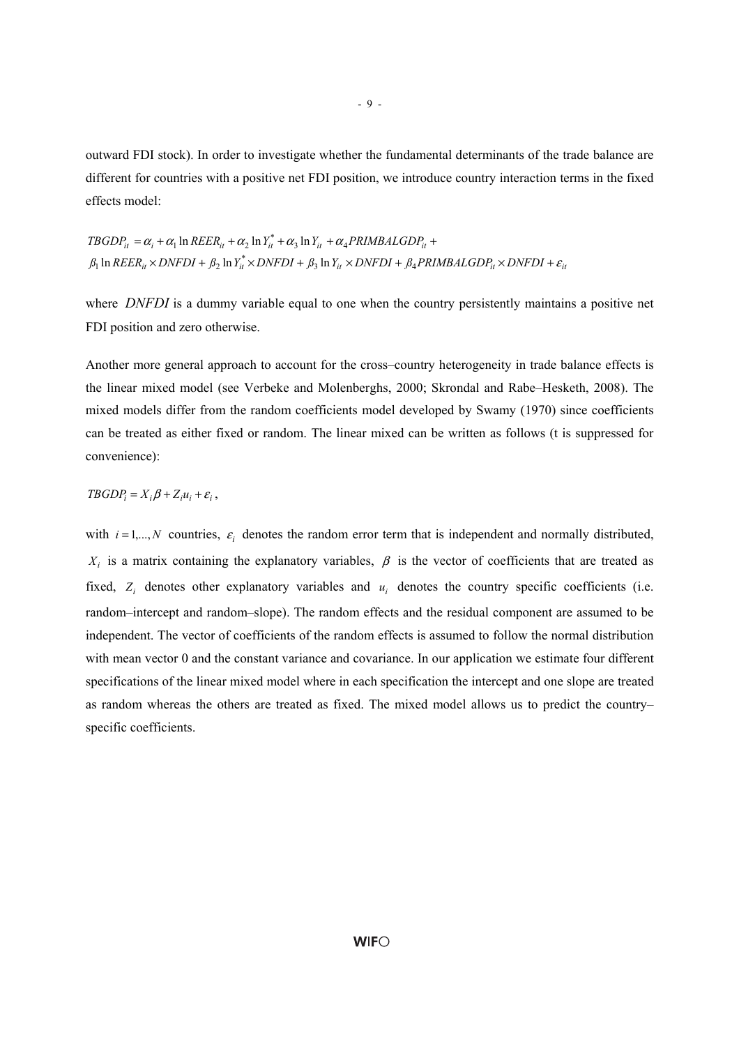outward FDI stock). In order to investigate whether the fundamental determinants of the trade balance are different for countries with a positive net FDI position, we introduce country interaction terms in the fixed effects model:

$$
\begin{aligned}
TBGDP_{it} &= \alpha_i + \alpha_1 \ln REER_{it} + \alpha_2 \ln Y_{it}^{*} + \alpha_3 \ln Y_{it} + \alpha_4 PRIMBALGDP_{it} + \\
&\beta_1 \ln REER_{it} \times DNFDI + \beta_2 \ln Y_{it}^{*} \times DNFDI + \beta_3 \ln Y_{it} \times DNFDI + \beta_4 PRIMBALGDP_{it} \times DNFDI + \varepsilon_{it}
\end{aligned}
$$

where $DNFDI$ is a dummy variable equal to one when the country persistently maintains a positive net FDI position and zero otherwise.

Another more general approach to account for the cross–country heterogeneity in trade balance effects is the linear mixed model (see Verbeke and Molenberghs, 2000; Skrondal and Rabe–Hesketh, 2008). The mixed models differ from the random coefficients model developed by Swamy (1970) since coefficients can be treated as either fixed or random. The linear mixed can be written as follows (t is suppressed for convenience):

$$TBGDP_i = X_i \beta + Z_i u_i + \varepsilon_i ,$$

with $i = 1,...,N$ countries, $\varepsilon_i$ denotes the random error term that is independent and normally distributed, $X_i$ is a matrix containing the explanatory variables, $\beta$ is the vector of coefficients that are treated as fixed, $Z_i$ denotes other explanatory variables and $u_i$ denotes the country specific coefficients (i.e. random–intercept and random–slope). The random effects and the residual component are assumed to be independent. The vector of coefficients of the random effects is assumed to follow the normal distribution with mean vector 0 and the constant variance and covariance. In our application we estimate four different specifications of the linear mixed model where in each specification the intercept and one slope are treated as random whereas the others are treated as fixed. The mixed model allows us to predict the country–specific coefficients.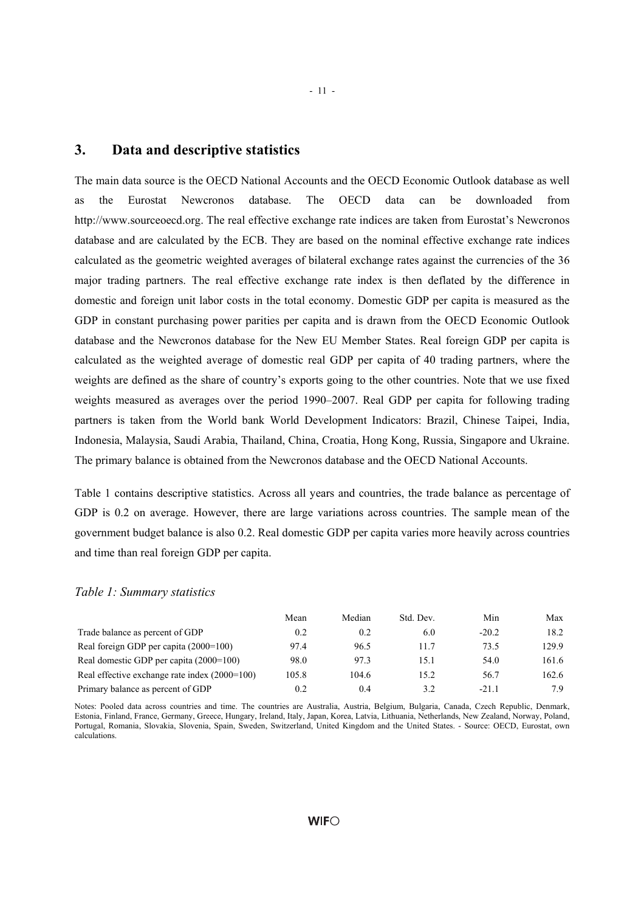## 3. Data and descriptive statistics

The main data source is the OECD National Accounts and the OECD Economic Outlook database as well as the Eurostat Newcronos database. The OECD data can be downloaded from http://www.sourceoecd.org. The real effective exchange rate indices are taken from Eurostat's Newcronos database and are calculated by the ECB. They are based on the nominal effective exchange rate indices calculated as the geometric weighted averages of bilateral exchange rates against the currencies of the 36 major trading partners. The real effective exchange rate index is then deflated by the difference in domestic and foreign unit labor costs in the total economy. Domestic GDP per capita is measured as the GDP in constant purchasing power parities per capita and is drawn from the OECD Economic Outlook database and the Newcronos database for the New EU Member States. Real foreign GDP per capita is calculated as the weighted average of domestic real GDP per capita of 40 trading partners, where the weights are defined as the share of country's exports going to the other countries. Note that we use fixed weights measured as averages over the period 1990–2007. Real GDP per capita for following trading partners is taken from the World bank World Development Indicators: Brazil, Chinese Taipei, India, Indonesia, Malaysia, Saudi Arabia, Thailand, China, Croatia, Hong Kong, Russia, Singapore and Ukraine. The primary balance is obtained from the Newcronos database and the OECD National Accounts.

Table 1 contains descriptive statistics. Across all years and countries, the trade balance as percentage of GDP is 0.2 on average. However, there are large variations across countries. The sample mean of the government budget balance is also 0.2. Real domestic GDP per capita varies more heavily across countries and time than real foreign GDP per capita.

*Table 1: Summary statistics*

| | Mean | Median | Std. Dev. | Min | Max |
|---|---|---|---|---|---|
| Trade balance as percent of GDP | 0.2 | 0.2 | 6.0 | -20.2 | 18.2 |
| Real foreign GDP per capita (2000=100) | 97.4 | 96.5 | 11.7 | 73.5 | 129.9 |
| Real domestic GDP per capita (2000=100) | 98.0 | 97.3 | 15.1 | 54.0 | 161.6 |
| Real effective exchange rate index (2000=100) | 105.8 | 104.6 | 15.2 | 56.7 | 162.6 |
| Primary balance as percent of GDP | 0.2 | 0.4 | 3.2 | -21.1 | 7.9 |

Notes: Pooled data across countries and time. The countries are Australia, Austria, Belgium, Bulgaria, Canada, Czech Republic, Denmark, Estonia, Finland, France, Germany, Greece, Hungary, Ireland, Italy, Japan, Korea, Latvia, Lithuania, Netherlands, New Zealand, Norway, Poland, Portugal, Romania, Slovakia, Slovenia, Spain, Sweden, Switzerland, United Kingdom and the United States. - Source: OECD, Eurostat, own calculations.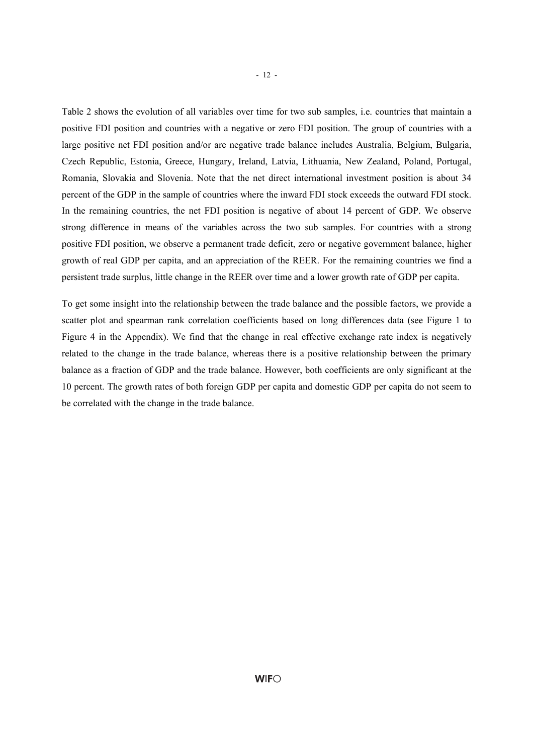Table 2 shows the evolution of all variables over time for two sub samples, i.e. countries that maintain a positive FDI position and countries with a negative or zero FDI position. The group of countries with a large positive net FDI position and/or are negative trade balance includes Australia, Belgium, Bulgaria, Czech Republic, Estonia, Greece, Hungary, Ireland, Latvia, Lithuania, New Zealand, Poland, Portugal, Romania, Slovakia and Slovenia. Note that the net direct international investment position is about 34 percent of the GDP in the sample of countries where the inward FDI stock exceeds the outward FDI stock. In the remaining countries, the net FDI position is negative of about 14 percent of GDP. We observe strong difference in means of the variables across the two sub samples. For countries with a strong positive FDI position, we observe a permanent trade deficit, zero or negative government balance, higher growth of real GDP per capita, and an appreciation of the REER. For the remaining countries we find a persistent trade surplus, little change in the REER over time and a lower growth rate of GDP per capita.

To get some insight into the relationship between the trade balance and the possible factors, we provide a scatter plot and spearman rank correlation coefficients based on long differences data (see Figure 1 to Figure 4 in the Appendix). We find that the change in real effective exchange rate index is negatively related to the change in the trade balance, whereas there is a positive relationship between the primary balance as a fraction of GDP and the trade balance. However, both coefficients are only significant at the 10 percent. The growth rates of both foreign GDP per capita and domestic GDP per capita do not seem to be correlated with the change in the trade balance.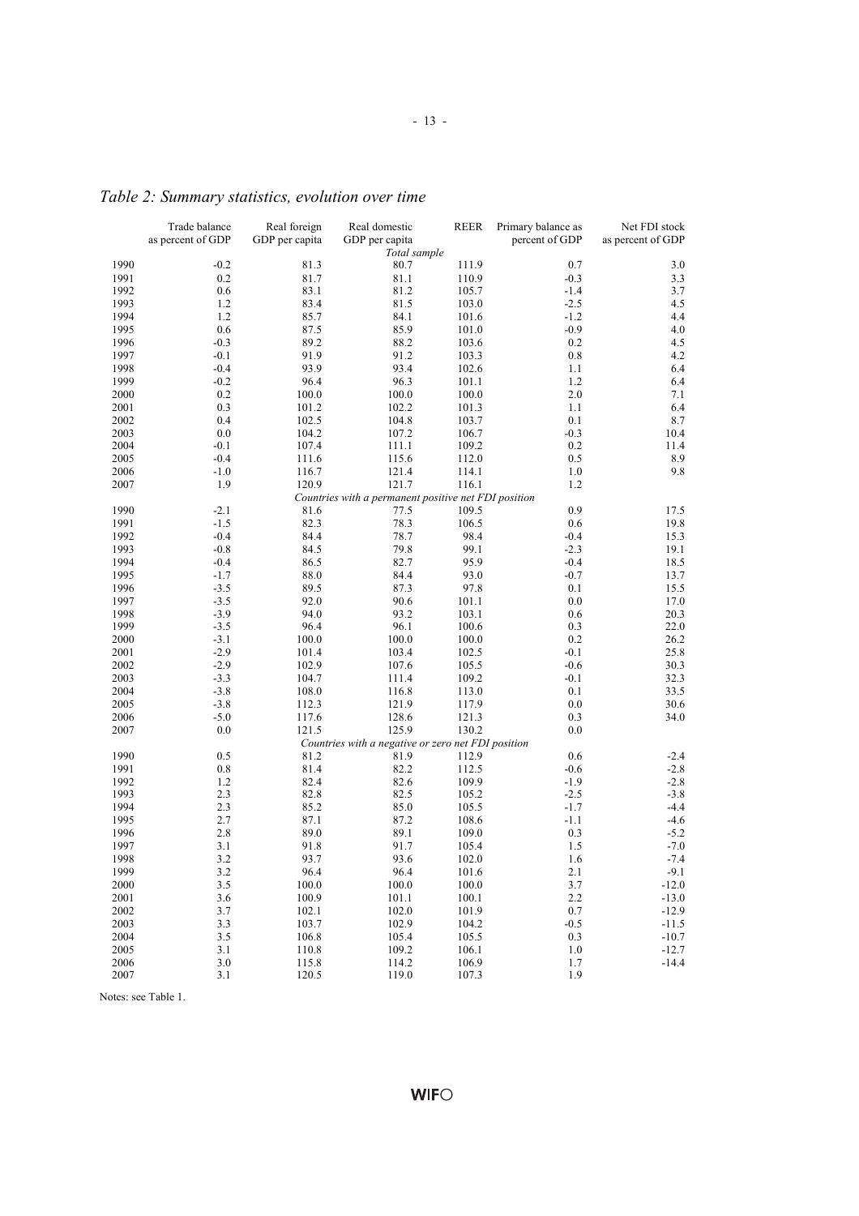*Table 2: Summary statistics, evolution over time*

| | Trade balance as percent of GDP | Real foreign GDP per capita | Real domestic GDP per capita | REER | Primary balance as percent of GDP | Net FDI stock as percent of GDP |
|---|---|---|---|---|---|---|
| | | | *Total sample* | | | |
| 1990 | -0.2 | 81.3 | 80.7 | 111.9 | 0.7 | 3.0 |
| 1991 | 0.2 | 81.7 | 81.1 | 110.9 | -0.3 | 3.3 |
| 1992 | 0.6 | 83.1 | 81.2 | 105.7 | -1.4 | 3.7 |
| 1993 | 1.2 | 83.4 | 81.5 | 103.0 | -2.5 | 4.5 |
| 1994 | 1.2 | 85.7 | 84.1 | 101.6 | -1.2 | 4.4 |
| 1995 | 0.6 | 87.5 | 85.9 | 101.0 | -0.9 | 4.0 |
| 1996 | -0.3 | 89.2 | 88.2 | 103.6 | 0.2 | 4.5 |
| 1997 | -0.1 | 91.9 | 91.2 | 103.3 | 0.8 | 4.2 |
| 1998 | -0.4 | 93.9 | 93.4 | 102.6 | 1.1 | 6.4 |
| 1999 | -0.2 | 96.4 | 96.3 | 101.1 | 1.2 | 6.4 |
| 2000 | 0.2 | 100.0 | 100.0 | 100.0 | 2.0 | 7.1 |
| 2001 | 0.3 | 101.2 | 102.2 | 101.3 | 1.1 | 6.4 |
| 2002 | 0.4 | 102.5 | 104.8 | 103.7 | 0.1 | 8.7 |
| 2003 | 0.0 | 104.2 | 107.2 | 106.7 | -0.3 | 10.4 |
| 2004 | -0.1 | 107.4 | 111.1 | 109.2 | 0.2 | 11.4 |
| 2005 | -0.4 | 111.6 | 115.6 | 112.0 | 0.5 | 8.9 |
| 2006 | -1.0 | 116.7 | 121.4 | 114.1 | 1.0 | 9.8 |
| 2007 | 1.9 | 120.9 | 121.7 | 116.1 | 1.2 | |
| | | | *Countries with a permanent positive net FDI position* | | | |
| 1990 | -2.1 | 81.6 | 77.5 | 109.5 | 0.9 | 17.5 |
| 1991 | -1.5 | 82.3 | 78.3 | 106.5 | 0.6 | 19.8 |
| 1992 | -0.4 | 84.4 | 78.7 | 98.4 | -0.4 | 15.3 |
| 1993 | -0.8 | 84.5 | 79.8 | 99.1 | -2.3 | 19.1 |
| 1994 | -0.4 | 86.5 | 82.7 | 95.9 | -0.4 | 18.5 |
| 1995 | -1.7 | 88.0 | 84.4 | 93.0 | -0.7 | 13.7 |
| 1996 | -3.5 | 89.5 | 87.3 | 97.8 | 0.1 | 15.5 |
| 1997 | -3.5 | 92.0 | 90.6 | 101.1 | 0.0 | 17.0 |
| 1998 | -3.9 | 94.0 | 93.2 | 103.1 | 0.6 | 20.3 |
| 1999 | -3.5 | 96.4 | 96.1 | 100.6 | 0.3 | 22.0 |
| 2000 | -3.1 | 100.0 | 100.0 | 100.0 | 0.2 | 26.2 |
| 2001 | -2.9 | 101.4 | 103.4 | 102.5 | -0.1 | 25.8 |
| 2002 | -2.9 | 102.9 | 107.6 | 105.5 | -0.6 | 30.3 |
| 2003 | -3.3 | 104.7 | 111.4 | 109.2 | -0.1 | 32.3 |
| 2004 | -3.8 | 108.0 | 116.8 | 113.0 | 0.1 | 33.5 |
| 2005 | -3.8 | 112.3 | 121.9 | 117.9 | 0.0 | 30.6 |
| 2006 | -5.0 | 117.6 | 128.6 | 121.3 | 0.3 | 34.0 |
| 2007 | 0.0 | 121.5 | 125.9 | 130.2 | 0.0 | |
| | | | *Countries with a negative or zero net FDI position* | | | |
| 1990 | 0.5 | 81.2 | 81.9 | 112.9 | 0.6 | -2.4 |
| 1991 | 0.8 | 81.4 | 82.2 | 112.5 | -0.6 | -2.8 |
| 1992 | 1.2 | 82.4 | 82.6 | 109.9 | -1.9 | -2.8 |
| 1993 | 2.3 | 82.8 | 82.5 | 105.2 | -2.5 | -3.8 |
| 1994 | 2.3 | 85.2 | 85.0 | 105.5 | -1.7 | -4.4 |
| 1995 | 2.7 | 87.1 | 87.2 | 108.6 | -1.1 | -4.6 |
| 1996 | 2.8 | 89.0 | 89.1 | 109.0 | 0.3 | -5.2 |
| 1997 | 3.1 | 91.8 | 91.7 | 105.4 | 1.5 | -7.0 |
| 1998 | 3.2 | 93.7 | 93.6 | 102.0 | 1.6 | -7.4 |
| 1999 | 3.2 | 96.4 | 96.4 | 101.6 | 2.1 | -9.1 |
| 2000 | 3.5 | 100.0 | 100.0 | 100.0 | 3.7 | -12.0 |
| 2001 | 3.6 | 100.9 | 101.1 | 100.1 | 2.2 | -13.0 |
| 2002 | 3.7 | 102.1 | 102.0 | 101.9 | 0.7 | -12.9 |
| 2003 | 3.3 | 103.7 | 102.9 | 104.2 | -0.5 | -11.5 |
| 2004 | 3.5 | 106.8 | 105.4 | 105.5 | 0.3 | -10.7 |
| 2005 | 3.1 | 110.8 | 109.2 | 106.1 | 1.0 | -12.7 |
| 2006 | 3.0 | 115.8 | 114.2 | 106.9 | 1.7 | -14.4 |
| 2007 | 3.1 | 120.5 | 119.0 | 107.3 | 1.9 | |

Notes: see Table 1.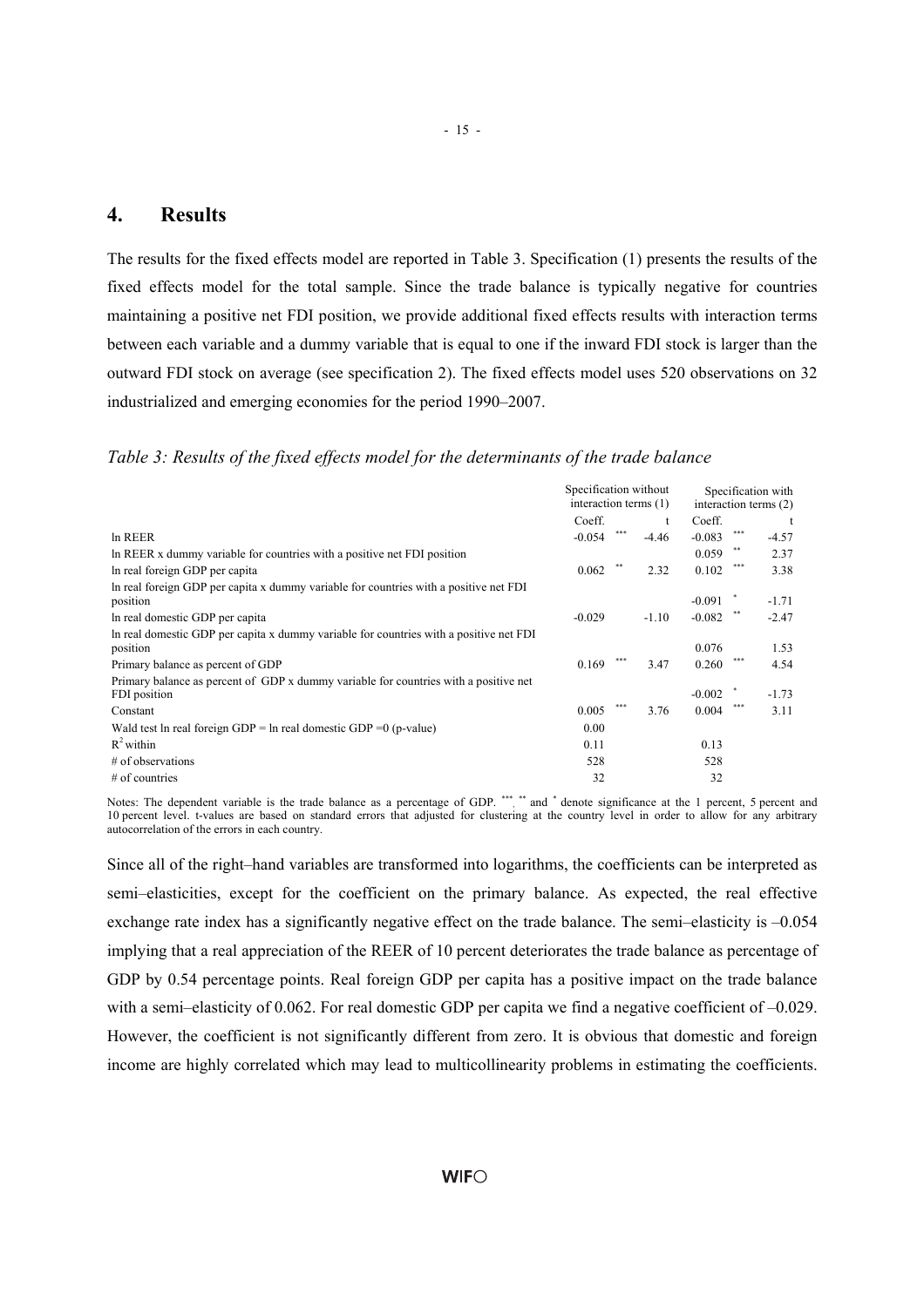## 4. Results

The results for the fixed effects model are reported in Table 3. Specification (1) presents the results of the fixed effects model for the total sample. Since the trade balance is typically negative for countries maintaining a positive net FDI position, we provide additional fixed effects results with interaction terms between each variable and a dummy variable that is equal to one if the inward FDI stock is larger than the outward FDI stock on average (see specification 2). The fixed effects model uses 520 observations on 32 industrialized and emerging economies for the period 1990–2007.

*Table 3: Results of the fixed effects model for the determinants of the trade balance*

| | Specification without interaction terms (1) | | | Specification with interaction terms (2) | | |
|---|---|---|---|---|---|---|
| | Coeff. | | t | Coeff. | | t |
| ln REER | -0.054 | *** | -4.46 | -0.083 | *** | -4.57 |
| ln REER x dummy variable for countries with a positive net FDI position | | | | 0.059 | ** | 2.37 |
| ln real foreign GDP per capita | 0.062 | ** | 2.32 | 0.102 | *** | 3.38 |
| ln real foreign GDP per capita x dummy variable for countries with a positive net FDI position | | | | -0.091 | * | -1.71 |
| ln real domestic GDP per capita | -0.029 | | -1.10 | -0.082 | ** | -2.47 |
| ln real domestic GDP per capita x dummy variable for countries with a positive net FDI position | | | | 0.076 | | 1.53 |
| Primary balance as percent of GDP | 0.169 | *** | 3.47 | 0.260 | *** | 4.54 |
| Primary balance as percent of GDP x dummy variable for countries with a positive net FDI position | | | | -0.002 | * | -1.73 |
| Constant | 0.005 | *** | 3.76 | 0.004 | *** | 3.11 |
| Wald test ln real foreign GDP = ln real domestic GDP =0 (p-value) | 0.00 | | | | | |
| $R^2$ within | 0.11 | | | 0.13 | | |
| # of observations | 528 | | | 528 | | |
| # of countries | 32 | | | 32 | | |

Notes: The dependent variable is the trade balance as a percentage of GDP. ***, ** and * denote significance at the 1 percent, 5 percent and 10 percent level. t-values are based on standard errors that adjusted for clustering at the country level in order to allow for any arbitrary autocorrelation of the errors in each country.

Since all of the right–hand variables are transformed into logarithms, the coefficients can be interpreted as semi–elasticities, except for the coefficient on the primary balance. As expected, the real effective exchange rate index has a significantly negative effect on the trade balance. The semi–elasticity is –0.054 implying that a real appreciation of the REER of 10 percent deteriorates the trade balance as percentage of GDP by 0.54 percentage points. Real foreign GDP per capita has a positive impact on the trade balance with a semi–elasticity of 0.062. For real domestic GDP per capita we find a negative coefficient of –0.029. However, the coefficient is not significantly different from zero. It is obvious that domestic and foreign income are highly correlated which may lead to multicollinearity problems in estimating the coefficients.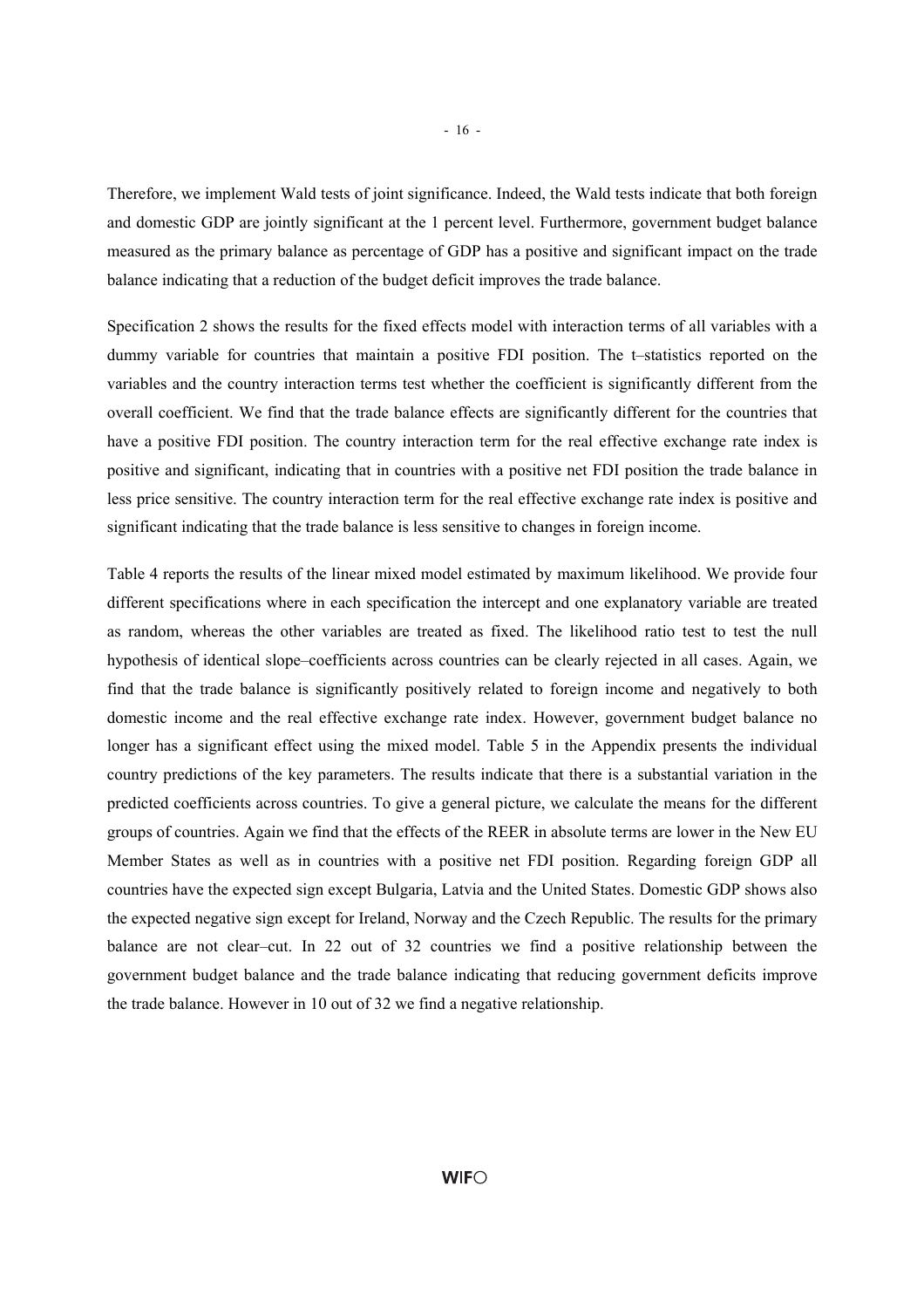Therefore, we implement Wald tests of joint significance. Indeed, the Wald tests indicate that both foreign and domestic GDP are jointly significant at the 1 percent level. Furthermore, government budget balance measured as the primary balance as percentage of GDP has a positive and significant impact on the trade balance indicating that a reduction of the budget deficit improves the trade balance.

Specification 2 shows the results for the fixed effects model with interaction terms of all variables with a dummy variable for countries that maintain a positive FDI position. The t–statistics reported on the variables and the country interaction terms test whether the coefficient is significantly different from the overall coefficient. We find that the trade balance effects are significantly different for the countries that have a positive FDI position. The country interaction term for the real effective exchange rate index is positive and significant, indicating that in countries with a positive net FDI position the trade balance in less price sensitive. The country interaction term for the real effective exchange rate index is positive and significant indicating that the trade balance is less sensitive to changes in foreign income.

Table 4 reports the results of the linear mixed model estimated by maximum likelihood. We provide four different specifications where in each specification the intercept and one explanatory variable are treated as random, whereas the other variables are treated as fixed. The likelihood ratio test to test the null hypothesis of identical slope–coefficients across countries can be clearly rejected in all cases. Again, we find that the trade balance is significantly positively related to foreign income and negatively to both domestic income and the real effective exchange rate index. However, government budget balance no longer has a significant effect using the mixed model. Table 5 in the Appendix presents the individual country predictions of the key parameters. The results indicate that there is a substantial variation in the predicted coefficients across countries. To give a general picture, we calculate the means for the different groups of countries. Again we find that the effects of the REER in absolute terms are lower in the New EU Member States as well as in countries with a positive net FDI position. Regarding foreign GDP all countries have the expected sign except Bulgaria, Latvia and the United States. Domestic GDP shows also the expected negative sign except for Ireland, Norway and the Czech Republic. The results for the primary balance are not clear–cut. In 22 out of 32 countries we find a positive relationship between the government budget balance and the trade balance indicating that reducing government deficits improve the trade balance. However in 10 out of 32 we find a negative relationship.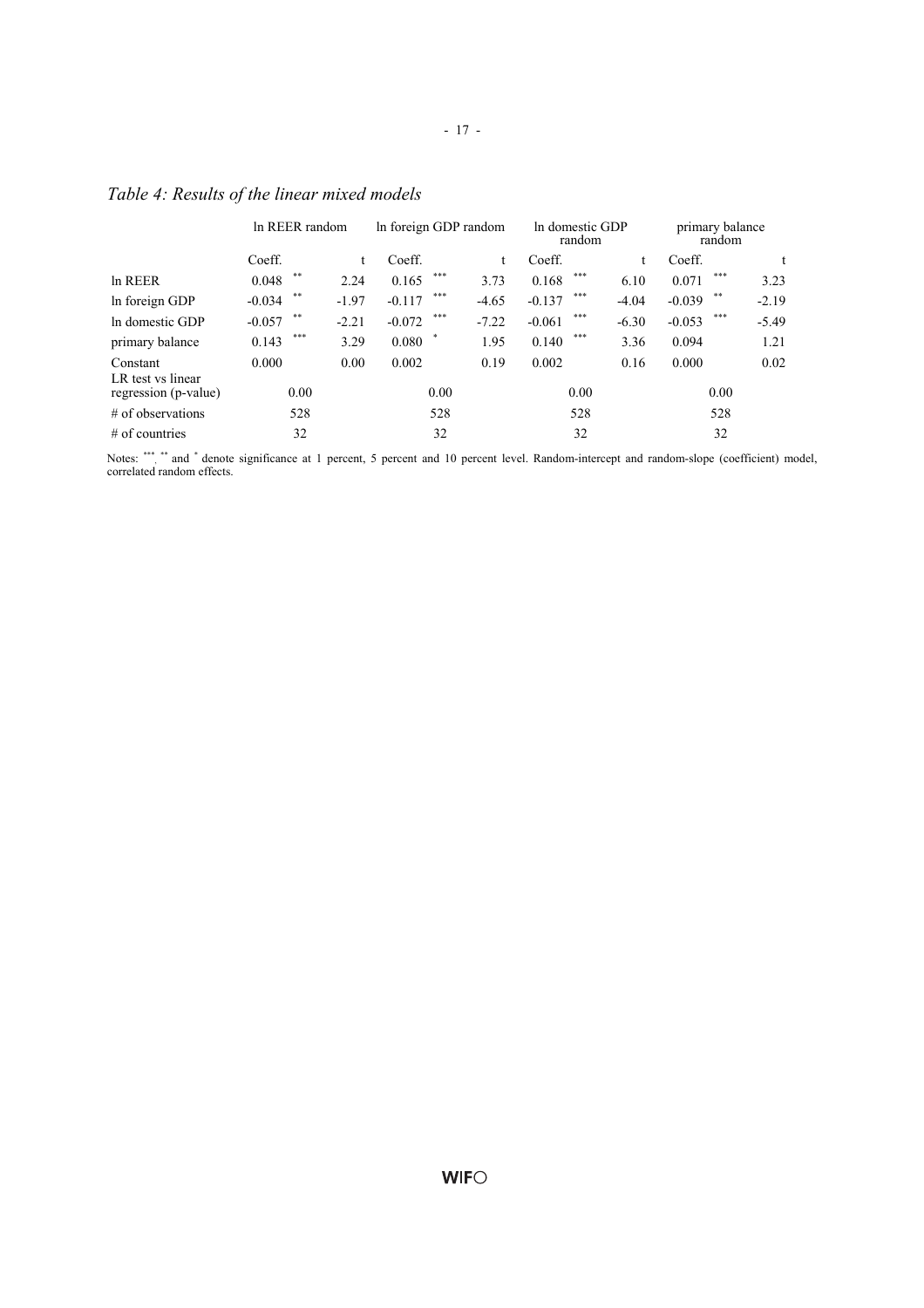## *Table 4: Results of the linear mixed models*

| | ln REER random | | | ln foreign GDP random | | | ln domestic GDP random | | | primary balance random | | |
|---|---|---|---|---|---|---|---|---|---|---|---|---|
| | Coeff. | | t | Coeff. | | t | Coeff. | | t | Coeff. | | t |
| ln REER | 0.048 | ** | 2.24 | 0.165 | *** | 3.73 | 0.168 | *** | 6.10 | 0.071 | *** | 3.23 |
| ln foreign GDP | -0.034 | ** | -1.97 | -0.117 | *** | -4.65 | -0.137 | *** | -4.04 | -0.039 | ** | -2.19 |
| ln domestic GDP | -0.057 | ** | -2.21 | -0.072 | *** | -7.22 | -0.061 | *** | -6.30 | -0.053 | *** | -5.49 |
| primary balance | 0.143 | *** | 3.29 | 0.080 | * | 1.95 | 0.140 | *** | 3.36 | 0.094 | | 1.21 |
| Constant | 0.000 | | 0.00 | 0.002 | | 0.19 | 0.002 | | 0.16 | 0.000 | | 0.02 |
| LR test vs linear regression (p-value) | 0.00 | | | 0.00 | | | 0.00 | | | 0.00 | | |
| # of observations | 528 | | | 528 | | | 528 | | | 528 | | |
| # of countries | 32 | | | 32 | | | 32 | | | 32 | | |

Notes: ***, ** and * denote significance at 1 percent, 5 percent and 10 percent level. Random-intercept and random-slope (coefficient) model, correlated random effects.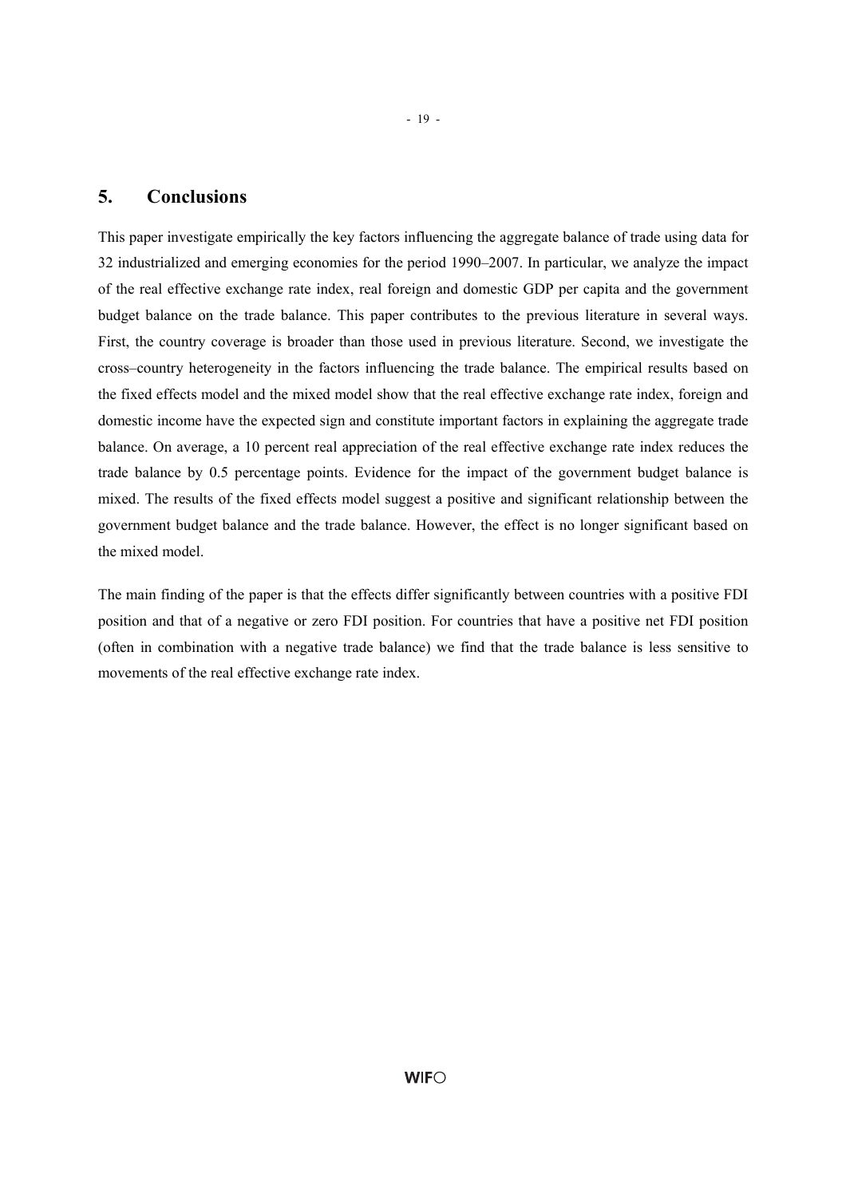## 5. Conclusions

This paper investigate empirically the key factors influencing the aggregate balance of trade using data for 32 industrialized and emerging economies for the period 1990–2007. In particular, we analyze the impact of the real effective exchange rate index, real foreign and domestic GDP per capita and the government budget balance on the trade balance. This paper contributes to the previous literature in several ways. First, the country coverage is broader than those used in previous literature. Second, we investigate the cross–country heterogeneity in the factors influencing the trade balance. The empirical results based on the fixed effects model and the mixed model show that the real effective exchange rate index, foreign and domestic income have the expected sign and constitute important factors in explaining the aggregate trade balance. On average, a 10 percent real appreciation of the real effective exchange rate index reduces the trade balance by 0.5 percentage points. Evidence for the impact of the government budget balance is mixed. The results of the fixed effects model suggest a positive and significant relationship between the government budget balance and the trade balance. However, the effect is no longer significant based on the mixed model.

The main finding of the paper is that the effects differ significantly between countries with a positive FDI position and that of a negative or zero FDI position. For countries that have a positive net FDI position (often in combination with a negative trade balance) we find that the trade balance is less sensitive to movements of the real effective exchange rate index.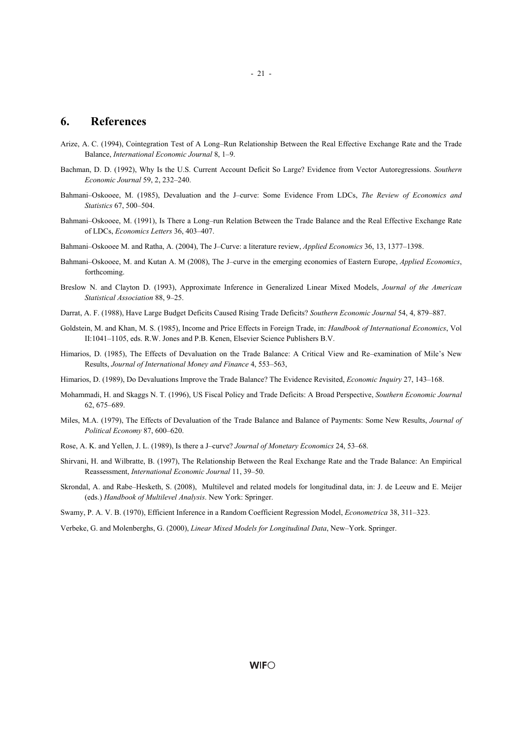## 6. References

Arize, A. C. (1994), Cointegration Test of A Long–Run Relationship Between the Real Effective Exchange Rate and the Trade Balance, *International Economic Journal* 8, 1–9.

Bachman, D. D. (1992), Why Is the U.S. Current Account Deficit So Large? Evidence from Vector Autoregressions. *Southern Economic Journal* 59, 2, 232–240.

Bahmani–Oskooee, M. (1985), Devaluation and the J–curve: Some Evidence From LDCs, *The Review of Economics and Statistics* 67, 500–504.

Bahmani–Oskooee, M. (1991), Is There a Long–run Relation Between the Trade Balance and the Real Effective Exchange Rate of LDCs, *Economics Letters* 36, 403–407.

Bahmani–Oskooee M. and Ratha, A. (2004), The J–Curve: a literature review, *Applied Economics* 36, 13, 1377–1398.

Bahmani–Oskooee, M. and Kutan A. M (2008), The J–curve in the emerging economies of Eastern Europe, *Applied Economics*, forthcoming.

Breslow N. and Clayton D. (1993), Approximate Inference in Generalized Linear Mixed Models, *Journal of the American Statistical Association* 88, 9–25.

Darrat, A. F. (1988), Have Large Budget Deficits Caused Rising Trade Deficits? *Southern Economic Journal* 54, 4, 879–887.

Goldstein, M. and Khan, M. S. (1985), Income and Price Effects in Foreign Trade, in: *Handbook of International Economics*, Vol II:1041–1105, eds. R.W. Jones and P.B. Kenen, Elsevier Science Publishers B.V.

Himarios, D. (1985), The Effects of Devaluation on the Trade Balance: A Critical View and Re–examination of Mile's New Results, *Journal of International Money and Finance* 4, 553–563,

Himarios, D. (1989), Do Devaluations Improve the Trade Balance? The Evidence Revisited, *Economic Inquiry* 27, 143–168.

Mohammadi, H. and Skaggs N. T. (1996), US Fiscal Policy and Trade Deficits: A Broad Perspective, *Southern Economic Journal* 62, 675–689.

Miles, M.A. (1979), The Effects of Devaluation of the Trade Balance and Balance of Payments: Some New Results, *Journal of Political Economy* 87, 600–620.

Rose, A. K. and Yellen, J. L. (1989), Is there a J–curve? *Journal of Monetary Economics* 24, 53–68.

Shirvani, H. and Wilbratte, B. (1997), The Relationship Between the Real Exchange Rate and the Trade Balance: An Empirical Reassessment, *International Economic Journal* 11, 39–50.

Skrondal, A. and Rabe–Hesketh, S. (2008), Multilevel and related models for longitudinal data, in: J. de Leeuw and E. Meijer (eds.) *Handbook of Multilevel Analysis*. New York: Springer.

Swamy, P. A. V. B. (1970), Efficient Inference in a Random Coefficient Regression Model, *Econometrica* 38, 311–323.

Verbeke, G. and Molenberghs, G. (2000), *Linear Mixed Models for Longitudinal Data*, New–York. Springer.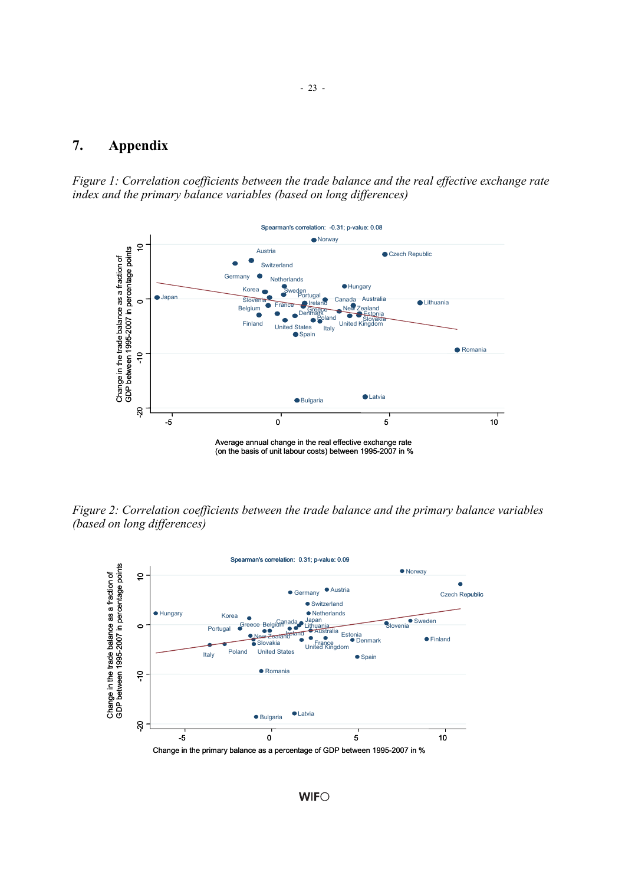# 7. Appendix

*Figure 1: Correlation coefficients between the trade balance and the real effective exchange rate index and the primary balance variables (based on long differences)*

Spearman's correlation: -0.31; p-value: 0.08

Change in the trade balance as a fraction of GDP between 1995-2007 in percentage points

Average annual change in the real effective exchange rate (on the basis of unit labour costs) between 1995-2007 in %

*Figure 2: Correlation coefficients between the trade balance and the primary balance variables (based on long differences)*

Spearman's correlation: 0.31; p-value: 0.09

Change in the trade balance as a fraction of GDP between 1995-2007 in percentage points

Change in the primary balance as a percentage of GDP between 1995-2007 in %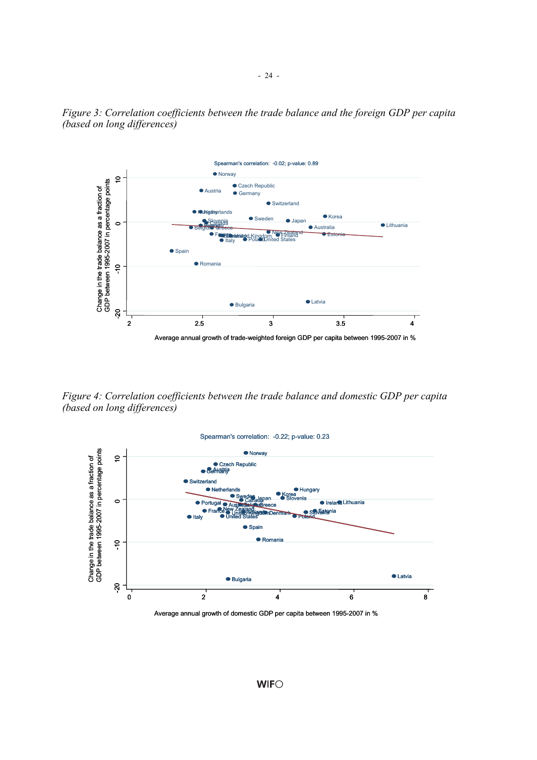*Figure 3: Correlation coefficients between the trade balance and the foreign GDP per capita (based on long differences)*

Spearman's correlation: -0.02; p-value: 0.89

Change in the trade balance as a fraction of GDP between 1995-2007 in percentage points

Average annual growth of trade-weighted foreign GDP per capita between 1995-2007 in %

*Figure 4: Correlation coefficients between the trade balance and domestic GDP per capita (based on long differences)*

Spearman's correlation: -0.22; p-value: 0.23

Change in the trade balance as a fraction of GDP between 1995-2007 in percentage points

Average annual growth of domestic GDP per capita between 1995-2007 in %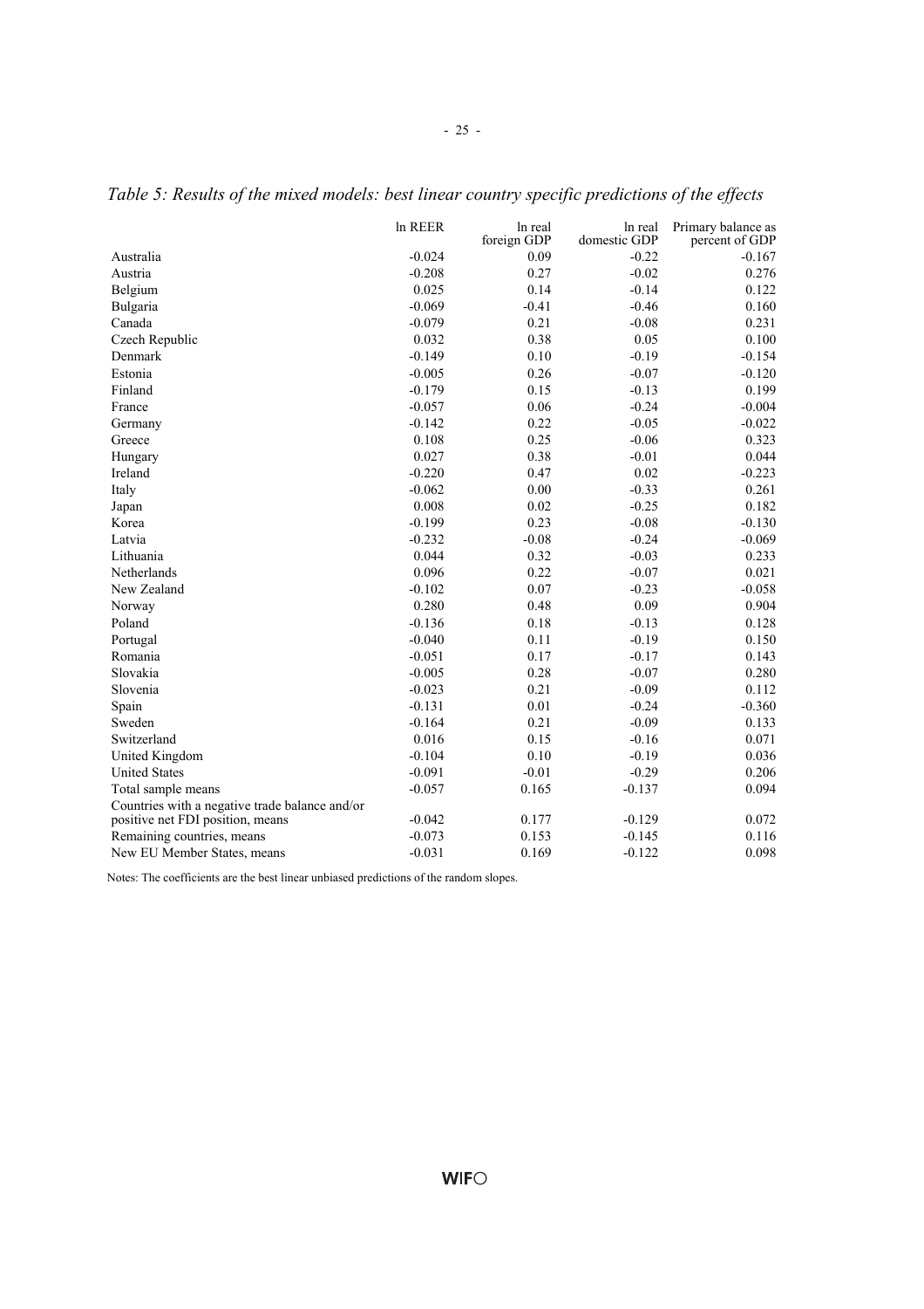*Table 5: Results of the mixed models: best linear country specific predictions of the effects*

| | ln REER | ln real foreign GDP | ln real domestic GDP | Primary balance as percent of GDP |
|---|---|---|---|---|
| Australia | -0.024 | 0.09 | -0.22 | -0.167 |
| Austria | -0.208 | 0.27 | -0.02 | 0.276 |
| Belgium | 0.025 | 0.14 | -0.14 | 0.122 |
| Bulgaria | -0.069 | -0.41 | -0.46 | 0.160 |
| Canada | -0.079 | 0.21 | -0.08 | 0.231 |
| Czech Republic | 0.032 | 0.38 | 0.05 | 0.100 |
| Denmark | -0.149 | 0.10 | -0.19 | -0.154 |
| Estonia | -0.005 | 0.26 | -0.07 | -0.120 |
| Finland | -0.179 | 0.15 | -0.13 | 0.199 |
| France | -0.057 | 0.06 | -0.24 | -0.004 |
| Germany | -0.142 | 0.22 | -0.05 | -0.022 |
| Greece | 0.108 | 0.25 | -0.06 | 0.323 |
| Hungary | 0.027 | 0.38 | -0.01 | 0.044 |
| Ireland | -0.220 | 0.47 | 0.02 | -0.223 |
| Italy | -0.062 | 0.00 | -0.33 | 0.261 |
| Japan | 0.008 | 0.02 | -0.25 | 0.182 |
| Korea | -0.199 | 0.23 | -0.08 | -0.130 |
| Latvia | -0.232 | -0.08 | -0.24 | -0.069 |
| Lithuania | 0.044 | 0.32 | -0.03 | 0.233 |
| Netherlands | 0.096 | 0.22 | -0.07 | 0.021 |
| New Zealand | -0.102 | 0.07 | -0.23 | -0.058 |
| Norway | 0.280 | 0.48 | 0.09 | 0.904 |
| Poland | -0.136 | 0.18 | -0.13 | 0.128 |
| Portugal | -0.040 | 0.11 | -0.19 | 0.150 |
| Romania | -0.051 | 0.17 | -0.17 | 0.143 |
| Slovakia | -0.005 | 0.28 | -0.07 | 0.280 |
| Slovenia | -0.023 | 0.21 | -0.09 | 0.112 |
| Spain | -0.131 | 0.01 | -0.24 | -0.360 |
| Sweden | -0.164 | 0.21 | -0.09 | 0.133 |
| Switzerland | 0.016 | 0.15 | -0.16 | 0.071 |
| United Kingdom | -0.104 | 0.10 | -0.19 | 0.036 |
| United States | -0.091 | -0.01 | -0.29 | 0.206 |
| Total sample means | -0.057 | 0.165 | -0.137 | 0.094 |
| Countries with a negative trade balance and/or positive net FDI position, means | -0.042 | 0.177 | -0.129 | 0.072 |
| Remaining countries, means | -0.073 | 0.153 | -0.145 | 0.116 |
| New EU Member States, means | -0.031 | 0.169 | -0.122 | 0.098 |

Notes: The coefficients are the best linear unbiased predictions of the random slopes.